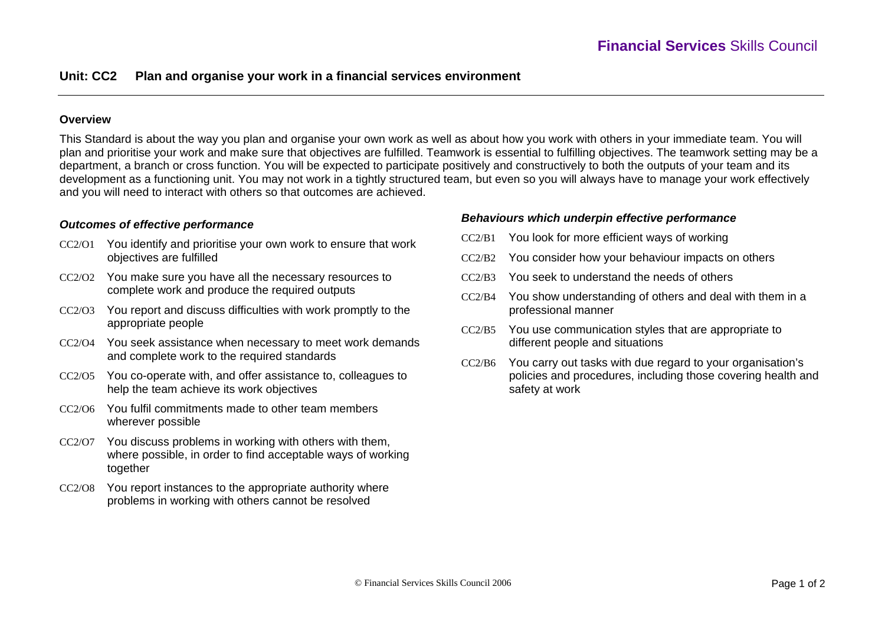Financial Services Skills Council

# Unit: CC2 Plan and organise your work in a financial services environment

## Overview

This Standard is about the way you plan and organise your own work as well as about how you work with others in your immediate team. You will plan and prioritise your work and make sure that objectives are fulfilled. Teamwork is essential to fulfilling objectives. The teamwork setting may be a department, a branch or cross function. You will be expected to participate positively and constructively to both the outputs of your team and its development as a functioning unit. You may not work in a tightly structured team, but even so you will always have to manage your work effectively and you will need to interact with others so that outcomes are achieved.

### *Outcomes of effective performance*

- CC2/O1 You identify and prioritise your own work to ensure that work objectives are fulfilled
- CC2/O2 You make sure you have all the necessary resources to complete work and produce the required outputs
- CC2/O3 You report and discuss difficulties with work promptly to the appropriate people
- CC2/O4 You seek assistance when necessary to meet work demands and complete work to the required standards
- CC2/O5 You co-operate with, and offer assistance to, colleagues to help the team achieve its work objectives
- CC2/O6 You fulfil commitments made to other team members wherever possible
- CC2/O7 You discuss problems in working with others with them, where possible, in order to find acceptable ways of working together
- CC2/O8 You report instances to the appropriate authority where problems in working with others cannot be resolved

### *Behaviours which underpin effective performance*

- CC2/B1 You look for more efficient ways of working
- CC2/B2 You consider how your behaviour impacts on others
- CC2/B3 You seek to understand the needs of others
- CC2/B4 You show understanding of others and deal with them in a professional manner
- CC2/B5 You use communication styles that are appropriate to different people and situations
- CC2/B6 You carry out tasks with due regard to your organisation's policies and procedures, including those covering health and safety at work

© Financial Services Skills Council 2006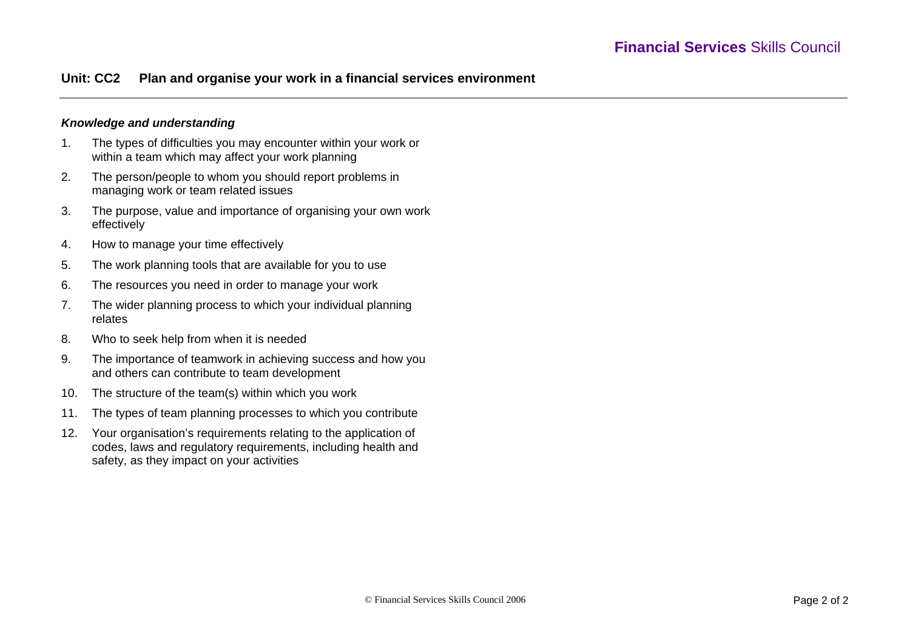## Unit: CC2 Plan and organise your work in a financial services environment

### *Knowledge and understanding*

1. The types of difficulties you may encounter within your work or within a team which may affect your work planning
2. The person/people to whom you should report problems in managing work or team related issues
3. The purpose, value and importance of organising your own work effectively
4. How to manage your time effectively
5. The work planning tools that are available for you to use
6. The resources you need in order to manage your work
7. The wider planning process to which your individual planning relates
8. Who to seek help from when it is needed
9. The importance of teamwork in achieving success and how you and others can contribute to team development
10. The structure of the team(s) within which you work
11. The types of team planning processes to which you contribute
12. Your organisation's requirements relating to the application of codes, laws and regulatory requirements, including health and safety, as they impact on your activities